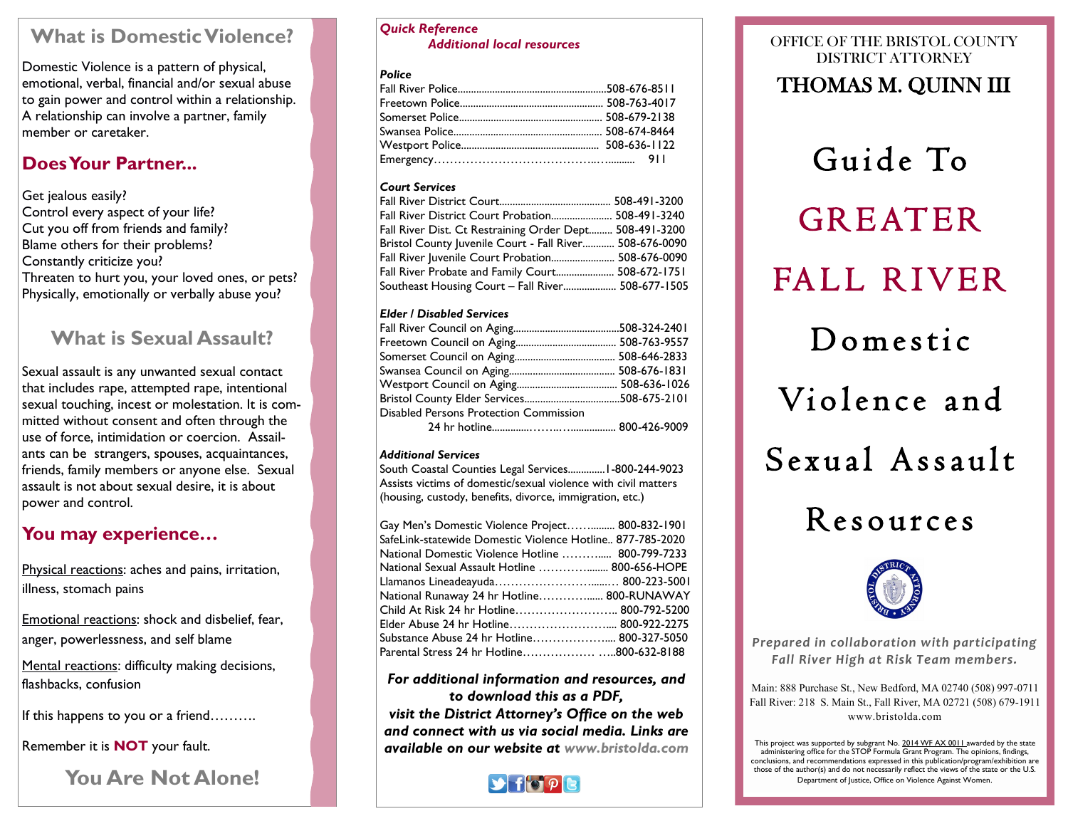## What is Domestic Violence?

Domestic Violence is a pattern of physical, emotional, verbal, financial and/or sexual abuse to gain power and control within a relationship. A relationship can involve a partner, family member or caretaker.

## Does Your Partner...

Get jealous easily?
Control every aspect of your life?
Cut you off from friends and family?
Blame others for their problems?
Constantly criticize you?
Threaten to hurt you, your loved ones, or pets?
Physically, emotionally or verbally abuse you?

## What is Sexual Assault?

Sexual assault is any unwanted sexual contact that includes rape, attempted rape, intentional sexual touching, incest or molestation. It is committed without consent and often through the use of force, intimidation or coercion. Assailants can be strangers, spouses, acquaintances, friends, family members or anyone else. Sexual assault is not about sexual desire, it is about power and control.

## You may experience…

Physical reactions: aches and pains, irritation, illness, stomach pains

Emotional reactions: shock and disbelief, fear, anger, powerlessness, and self blame

Mental reactions: difficulty making decisions, flashbacks, confusion

If this happens to you or a friend……….

Remember it is **NOT** your fault.

## You Are Not Alone!

***Quick Reference***
***Additional local resources***

***Police***

Fall River Police........................................................508-676-8511
Freetown Police...................................................... 508-763-4017
Somerset Police...................................................... 508-679-2138
Swansea Police........................................................ 508-674-8464
Westport Police.................................................... 508-636-1122
Emergency………………………………..…......... 911

***Court Services***

Fall River District Court.......................................... 508-491-3200
Fall River District Court Probation....................... 508-491-3240
Fall River Dist. Ct Restraining Order Dept......... 508-491-3200
Bristol County Juvenile Court - Fall River............ 508-676-0090
Fall River Juvenile Court Probation........................ 508-676-0090
Fall River Probate and Family Court...................... 508-672-1751
Southeast Housing Court – Fall River.................... 508-677-1505

***Elder / Disabled Services***

Fall River Council on Aging........................................508-324-2401
Freetown Council on Aging...................................... 508-763-9557
Somerset Council on Aging...................................... 508-646-2833
Swansea Council on Aging........................................ 508-676-1831
Westport Council on Aging...................................... 508-636-1026
Bristol County Elder Services....................................508-675-2101
Disabled Persons Protection Commission
24 hr hotline..............……..…................. 800-426-9009

***Additional Services***

South Coastal Counties Legal Services..............1-800-244-9023
Assists victims of domestic/sexual violence with civil matters (housing, custody, benefits, divorce, immigration, etc.)

Gay Men's Domestic Violence Project……......... 800-832-1901
SafeLink-statewide Domestic Violence Hotline.. 877-785-2020
National Domestic Violence Hotline ……….….. 800-799-7233
National Sexual Assault Hotline ………….......... 800-656-HOPE
Llamanos Lineadeayuda…………………….....… 800-223-5001
National Runaway 24 hr Hotline………….…..... 800-RUNAWAY
Child At Risk 24 hr Hotline…………………….. 800-792-5200
Elder Abuse 24 hr Hotline…………………….... 800-922-2275
Substance Abuse 24 hr Hotline……………….... 800-327-5050
Parental Stress 24 hr Hotline……………… …..800-632-8188

***For additional information and resources, and to download this as a PDF, visit the District Attorney's Office on the web and connect with us via social media. Links are available on our website at www.bristolda.com***

OFFICE OF THE BRISTOL COUNTY DISTRICT ATTORNEY

THOMAS M. QUINN III

# Guide To GREATER FALL RIVER Domestic Violence and Sexual Assault Resources

*Prepared in collaboration with participating Fall River High at Risk Team members.*

Main: 888 Purchase St., New Bedford, MA 02740 (508) 997-0711
Fall River: 218 S. Main St., Fall River, MA 02721 (508) 679-1911
www.bristolda.com

This project was supported by subgrant No. 2014 WF AX 0011 awarded by the state administering office for the STOP Formula Grant Program. The opinions, findings, conclusions, and recommendations expressed in this publication/program/exhibition are those of the author(s) and do not necessarily reflect the views of the state or the U.S. Department of Justice, Office on Violence Against Women.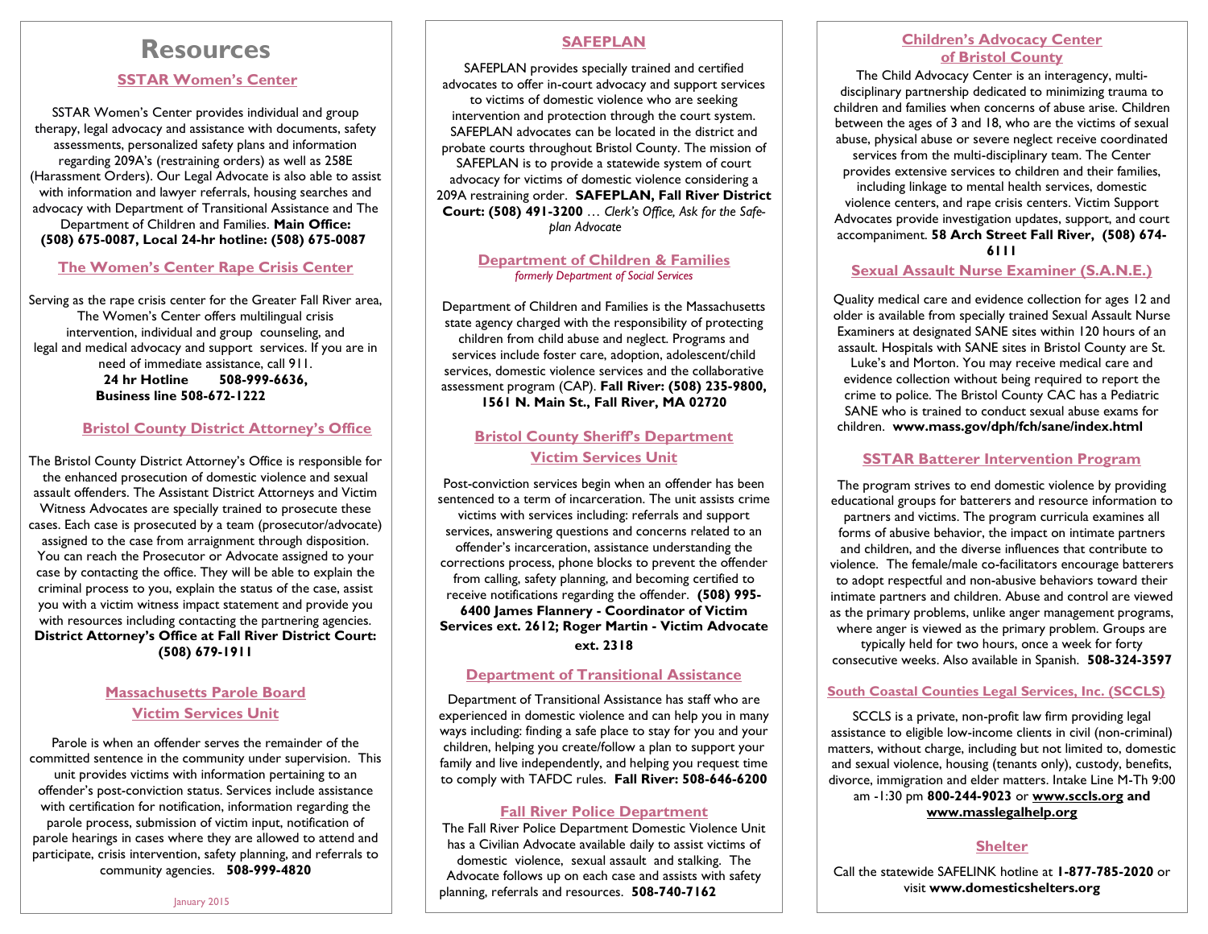# Resources

## SSTAR Women's Center

SSTAR Women's Center provides individual and group therapy, legal advocacy and assistance with documents, safety assessments, personalized safety plans and information regarding 209A's (restraining orders) as well as 258E (Harassment Orders). Our Legal Advocate is also able to assist with information and lawyer referrals, housing searches and advocacy with Department of Transitional Assistance and The Department of Children and Families. **Main Office: (508) 675-0087, Local 24-hr hotline: (508) 675-0087**

## The Women's Center Rape Crisis Center

Serving as the rape crisis center for the Greater Fall River area, The Women's Center offers multilingual crisis intervention, individual and group counseling, and legal and medical advocacy and support services. If you are in need of immediate assistance, call 911.

**24 hr Hotline 508-999-6636,**
**Business line 508-672-1222**

## Bristol County District Attorney's Office

The Bristol County District Attorney's Office is responsible for the enhanced prosecution of domestic violence and sexual assault offenders. The Assistant District Attorneys and Victim Witness Advocates are specially trained to prosecute these cases. Each case is prosecuted by a team (prosecutor/advocate) assigned to the case from arraignment through disposition. You can reach the Prosecutor or Advocate assigned to your case by contacting the office. They will be able to explain the criminal process to you, explain the status of the case, assist you with a victim witness impact statement and provide you with resources including contacting the partnering agencies. **District Attorney's Office at Fall River District Court: (508) 679-1911**

## Massachusetts Parole Board Victim Services Unit

Parole is when an offender serves the remainder of the committed sentence in the community under supervision. This unit provides victims with information pertaining to an offender's post-conviction status. Services include assistance with certification for notification, information regarding the parole process, submission of victim input, notification of parole hearings in cases where they are allowed to attend and participate, crisis intervention, safety planning, and referrals to community agencies. **508-999-4820**

January 2015

## SAFEPLAN

SAFEPLAN provides specially trained and certified advocates to offer in-court advocacy and support services to victims of domestic violence who are seeking intervention and protection through the court system. SAFEPLAN advocates can be located in the district and probate courts throughout Bristol County. The mission of SAFEPLAN is to provide a statewide system of court advocacy for victims of domestic violence considering a 209A restraining order. **SAFEPLAN, Fall River District Court: (508) 491-3200** … *Clerk's Office, Ask for the Safe-plan Advocate*

## Department of Children & Families

*formerly Department of Social Services*

Department of Children and Families is the Massachusetts state agency charged with the responsibility of protecting children from child abuse and neglect. Programs and services include foster care, adoption, adolescent/child services, domestic violence services and the collaborative assessment program (CAP). **Fall River: (508) 235-9800, 1561 N. Main St., Fall River, MA 02720**

## Bristol County Sheriff's Department Victim Services Unit

Post-conviction services begin when an offender has been sentenced to a term of incarceration. The unit assists crime victims with services including: referrals and support services, answering questions and concerns related to an offender's incarceration, assistance understanding the corrections process, phone blocks to prevent the offender from calling, safety planning, and becoming certified to receive notifications regarding the offender. **(508) 995-6400 James Flannery - Coordinator of Victim Services ext. 2612; Roger Martin - Victim Advocate ext. 2318**

## Department of Transitional Assistance

Department of Transitional Assistance has staff who are experienced in domestic violence and can help you in many ways including: finding a safe place to stay for you and your children, helping you create/follow a plan to support your family and live independently, and helping you request time to comply with TAFDC rules. **Fall River: 508-646-6200**

## Fall River Police Department

The Fall River Police Department Domestic Violence Unit has a Civilian Advocate available daily to assist victims of domestic violence, sexual assault and stalking. The Advocate follows up on each case and assists with safety planning, referrals and resources. **508-740-7162**

## Children's Advocacy Center of Bristol County

The Child Advocacy Center is an interagency, multi-disciplinary partnership dedicated to minimizing trauma to children and families when concerns of abuse arise. Children between the ages of 3 and 18, who are the victims of sexual abuse, physical abuse or severe neglect receive coordinated services from the multi-disciplinary team. The Center provides extensive services to children and their families, including linkage to mental health services, domestic violence centers, and rape crisis centers. Victim Support Advocates provide investigation updates, support, and court accompaniment. **58 Arch Street Fall River, (508) 674-6111**

## Sexual Assault Nurse Examiner (S.A.N.E.)

Quality medical care and evidence collection for ages 12 and older is available from specially trained Sexual Assault Nurse Examiners at designated SANE sites within 120 hours of an assault. Hospitals with SANE sites in Bristol County are St. Luke's and Morton. You may receive medical care and evidence collection without being required to report the crime to police. The Bristol County CAC has a Pediatric SANE who is trained to conduct sexual abuse exams for children. **www.mass.gov/dph/fch/sane/index.html**

## SSTAR Batterer Intervention Program

The program strives to end domestic violence by providing educational groups for batterers and resource information to partners and victims. The program curricula examines all forms of abusive behavior, the impact on intimate partners and children, and the diverse influences that contribute to violence. The female/male co-facilitators encourage batterers to adopt respectful and non-abusive behaviors toward their intimate partners and children. Abuse and control are viewed as the primary problems, unlike anger management programs, where anger is viewed as the primary problem. Groups are typically held for two hours, once a week for forty consecutive weeks. Also available in Spanish. **508-324-3597**

## South Coastal Counties Legal Services, Inc. (SCCLS)

SCCLS is a private, non-profit law firm providing legal assistance to eligible low-income clients in civil (non-criminal) matters, without charge, including but not limited to, domestic and sexual violence, housing (tenants only), custody, benefits, divorce, immigration and elder matters. Intake Line M-Th 9:00 am -1:30 pm **800-244-9023** or **www.sccls.org and www.masslegalhelp.org**

## Shelter

Call the statewide SAFELINK hotline at **1-877-785-2020** or visit **www.domesticshelters.org**